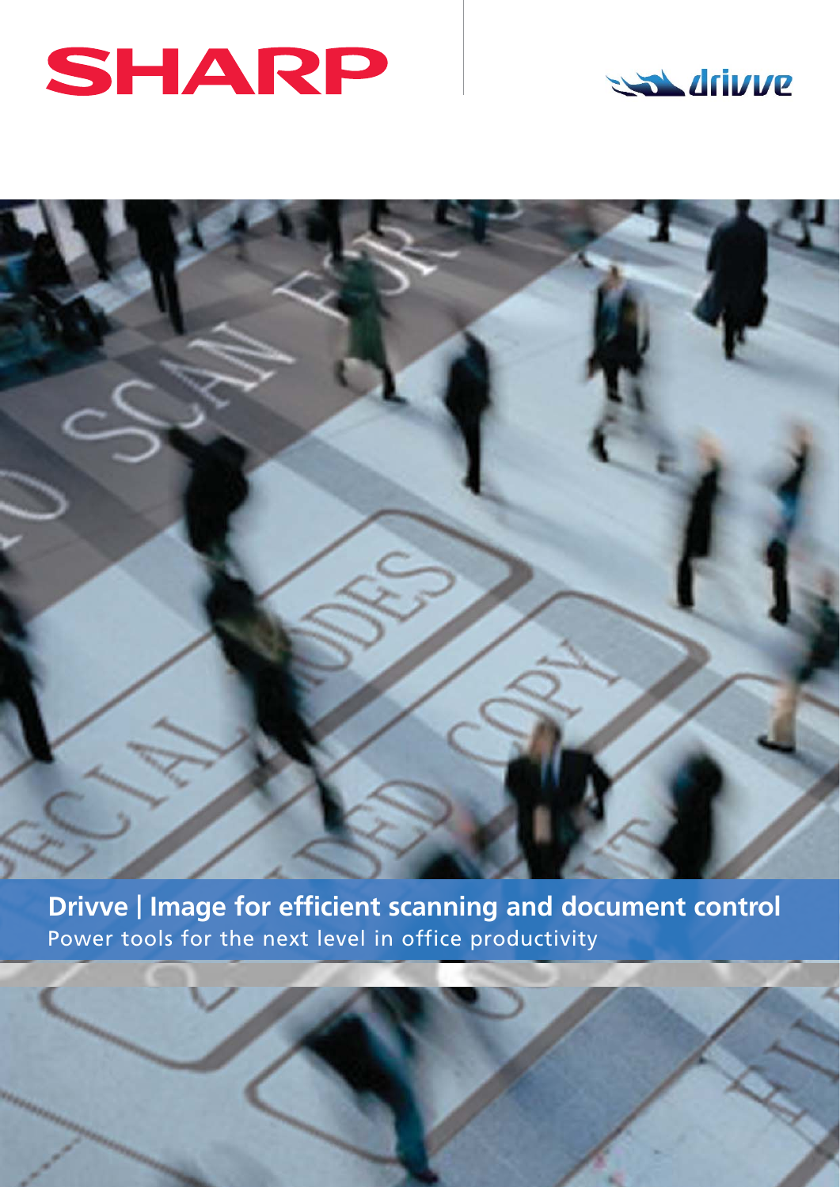SHARP

drivve

# Drivve | Image for efficient scanning and document control

Power tools for the next level in office productivity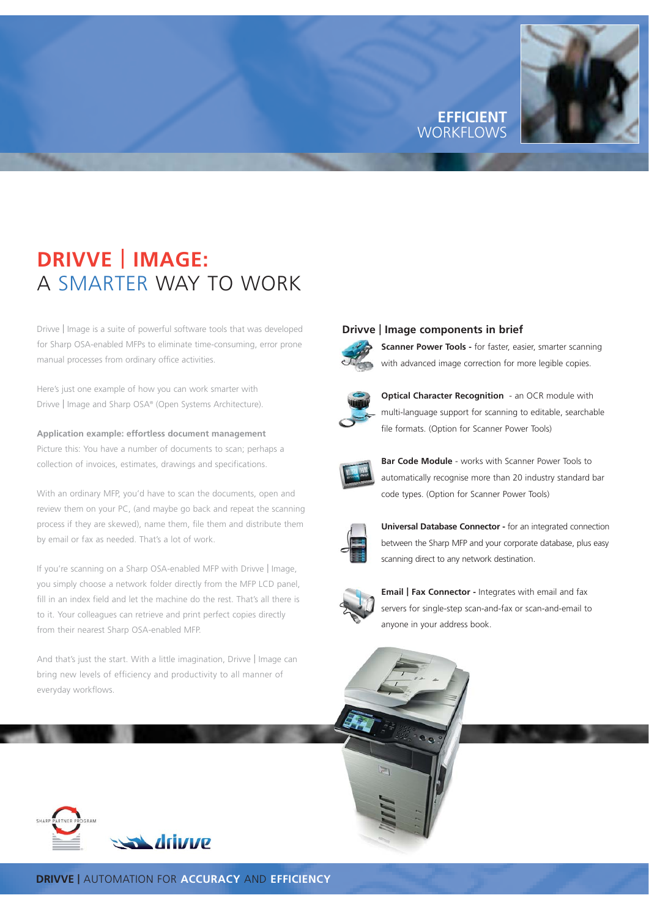EFFICIENT WORKFLOWS

# DRIVVE | IMAGE:
## A SMARTER WAY TO WORK

Drivve | Image is a suite of powerful software tools that was developed for Sharp OSA-enabled MFPs to eliminate time-consuming, error prone manual processes from ordinary office activities.

Here's just one example of how you can work smarter with Drivve | Image and Sharp OSA® (Open Systems Architecture).

**Application example: effortless document management**
Picture this: You have a number of documents to scan; perhaps a collection of invoices, estimates, drawings and specifications.

With an ordinary MFP, you'd have to scan the documents, open and review them on your PC, (and maybe go back and repeat the scanning process if they are skewed), name them, file them and distribute them by email or fax as needed. That's a lot of work.

If you're scanning on a Sharp OSA-enabled MFP with Drivve | Image, you simply choose a network folder directly from the MFP LCD panel, fill in an index field and let the machine do the rest. That's all there is to it. Your colleagues can retrieve and print perfect copies directly from their nearest Sharp OSA-enabled MFP.

And that's just the start. With a little imagination, Drivve | Image can bring new levels of efficiency and productivity to all manner of everyday workflows.

### Drivve | Image components in brief

**Scanner Power Tools -** for faster, easier, smarter scanning with advanced image correction for more legible copies.

**Optical Character Recognition** - an OCR module with multi-language support for scanning to editable, searchable file formats. (Option for Scanner Power Tools)

**Bar Code Module** - works with Scanner Power Tools to automatically recognise more than 20 industry standard bar code types. (Option for Scanner Power Tools)

**Universal Database Connector -** for an integrated connection between the Sharp MFP and your corporate database, plus easy scanning direct to any network destination.

**Email | Fax Connector -** Integrates with email and fax servers for single-step scan-and-fax or scan-and-email to anyone in your address book.

SHARP PARTNER PROGRAM

drivve

**DRIVVE |** AUTOMATION FOR **ACCURACY** AND **EFFICIENCY**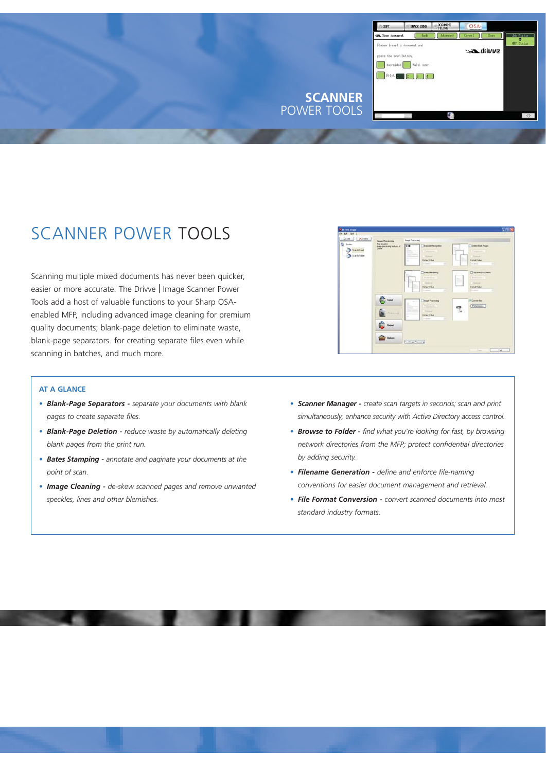# SCANNER POWER TOOLS

Scanning multiple mixed documents has never been quicker, easier or more accurate. The Drivve | Image Scanner Power Tools add a host of valuable functions to your Sharp OSA-enabled MFP, including advanced image cleaning for premium quality documents; blank-page deletion to eliminate waste, blank-page separators for creating separate files even while scanning in batches, and much more.

## AT A GLANCE

- ***Blank-Page Separators -*** *separate your documents with blank pages to create separate files.*
- ***Blank-Page Deletion -*** *reduce waste by automatically deleting blank pages from the print run.*
- ***Bates Stamping -*** *annotate and paginate your documents at the point of scan.*
- ***Image Cleaning -*** *de-skew scanned pages and remove unwanted speckles, lines and other blemishes.*
- ***Scanner Manager -*** *create scan targets in seconds; scan and print simultaneously; enhance security with Active Directory access control.*
- ***Browse to Folder -*** *find what you're looking for fast, by browsing network directories from the MFP; protect confidential directories by adding security.*
- ***Filename Generation -*** *define and enforce file-naming conventions for easier document management and retrieval.*
- ***File Format Conversion -*** *convert scanned documents into most standard industry formats.*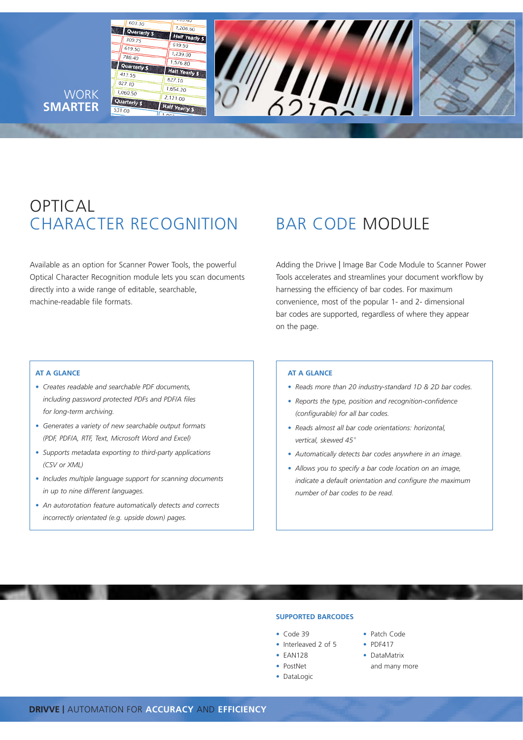WORK **SMARTER**

# OPTICAL CHARACTER RECOGNITION

Available as an option for Scanner Power Tools, the powerful Optical Character Recognition module lets you scan documents directly into a wide range of editable, searchable, machine-readable file formats.

### AT A GLANCE

- *Creates readable and searchable PDF documents, including password protected PDFs and PDF/A files for long-term archiving.*
- *Generates a variety of new searchable output formats (PDF, PDF/A, RTF, Text, Microsoft Word and Excel)*
- *Supports metadata exporting to third-party applications (CSV or XML)*
- *Includes multiple language support for scanning documents in up to nine different languages.*
- *An autorotation feature automatically detects and corrects incorrectly orientated (e.g. upside down) pages.*

# BAR CODE MODULE

Adding the Drivve | Image Bar Code Module to Scanner Power Tools accelerates and streamlines your document workflow by harnessing the efficiency of bar codes. For maximum convenience, most of the popular 1- and 2- dimensional bar codes are supported, regardless of where they appear on the page.

### AT A GLANCE

- *Reads more than 20 industry-standard 1D & 2D bar codes.*
- *Reports the type, position and recognition-confidence (configurable) for all bar codes.*
- *Reads almost all bar code orientations: horizontal, vertical, skewed 45°*
- *Automatically detects bar codes anywhere in an image.*
- *Allows you to specify a bar code location on an image, indicate a default orientation and configure the maximum number of bar codes to be read.*

### SUPPORTED BARCODES

- Code 39
- Interleaved 2 of 5
- EAN128
- PostNet
- DataLogic
- Patch Code
- PDF417
- DataMatrix

and many more

**DRIVVE |** AUTOMATION FOR **ACCURACY** AND **EFFICIENCY**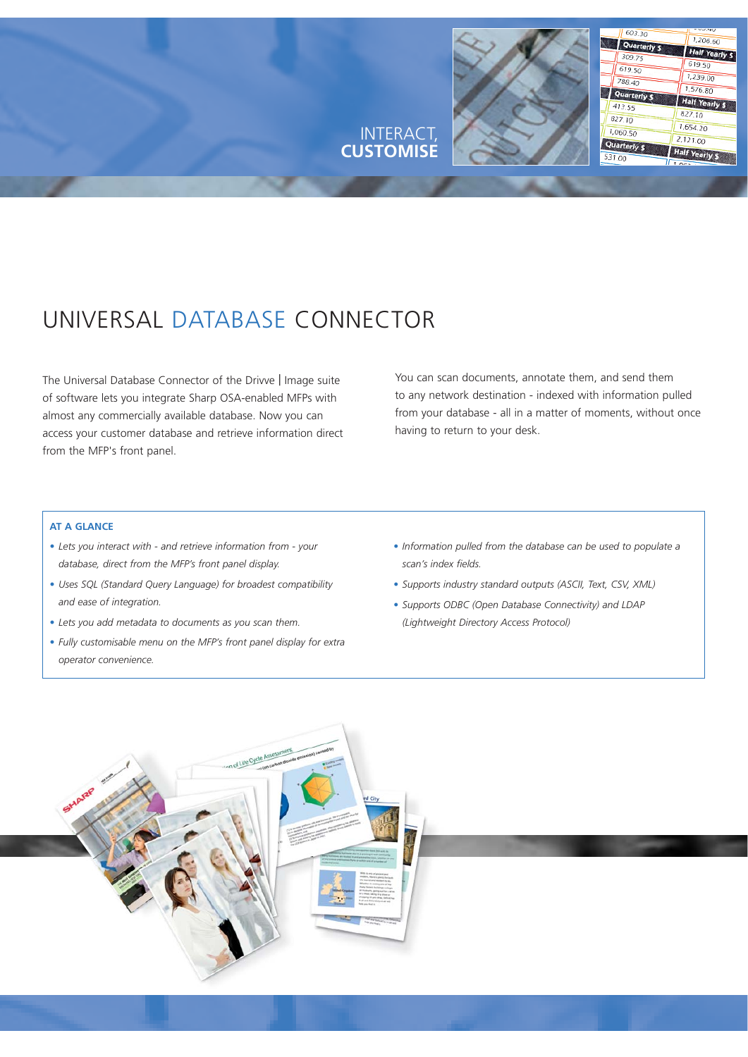INTERACT, **CUSTOMISE**

# UNIVERSAL DATABASE CONNECTOR

The Universal Database Connector of the Drivve | Image suite of software lets you integrate Sharp OSA-enabled MFPs with almost any commercially available database. Now you can access your customer database and retrieve information direct from the MFP's front panel.

You can scan documents, annotate them, and send them to any network destination - indexed with information pulled from your database - all in a matter of moments, without once having to return to your desk.

### AT A GLANCE

- *Lets you interact with - and retrieve information from - your database, direct from the MFP's front panel display.*
- *Uses SQL (Standard Query Language) for broadest compatibility and ease of integration.*
- *Lets you add metadata to documents as you scan them.*
- *Fully customisable menu on the MFP's front panel display for extra operator convenience.*
- *Information pulled from the database can be used to populate a scan's index fields.*
- *Supports industry standard outputs (ASCII, Text, CSV, XML)*
- *Supports ODBC (Open Database Connectivity) and LDAP (Lightweight Directory Access Protocol)*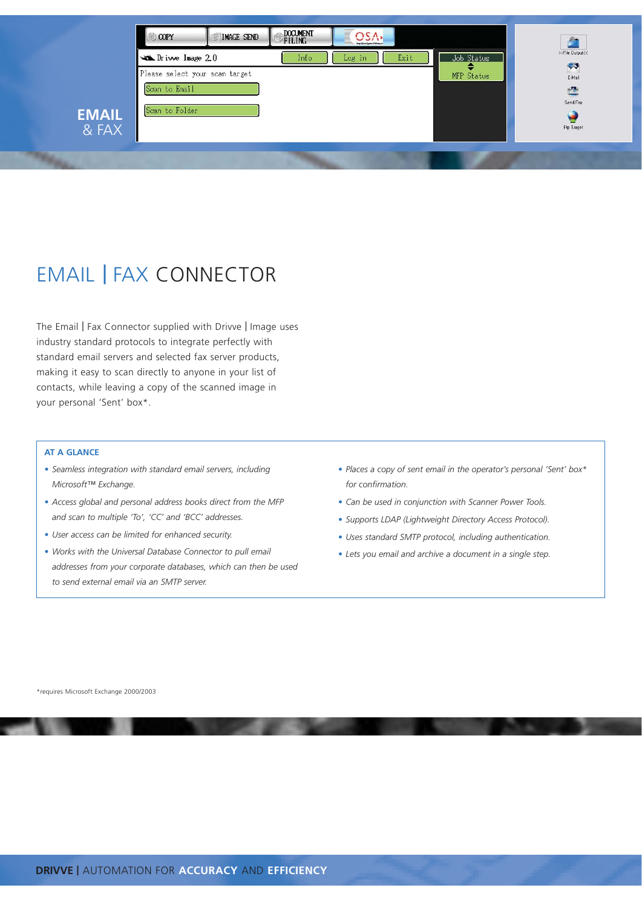**EMAIL** & FAX

# EMAIL | FAX CONNECTOR

The Email | Fax Connector supplied with Drivve | Image uses industry standard protocols to integrate perfectly with standard email servers and selected fax server products, making it easy to scan directly to anyone in your list of contacts, while leaving a copy of the scanned image in your personal 'Sent' box*.

### AT A GLANCE

- *Seamless integration with standard email servers, including Microsoft™ Exchange.*
- *Access global and personal address books direct from the MFP and scan to multiple 'To', 'CC' and 'BCC' addresses.*
- *User access can be limited for enhanced security.*
- *Works with the Universal Database Connector to pull email addresses from your corporate databases, which can then be used to send external email via an SMTP server.*
- *Places a copy of sent email in the operator's personal 'Sent' box* for confirmation.*
- *Can be used in conjunction with Scanner Power Tools.*
- *Supports LDAP (Lightweight Directory Access Protocol).*
- *Uses standard SMTP protocol, including authentication.*
- *Lets you email and archive a document in a single step.*

*requires Microsoft Exchange 2000/2003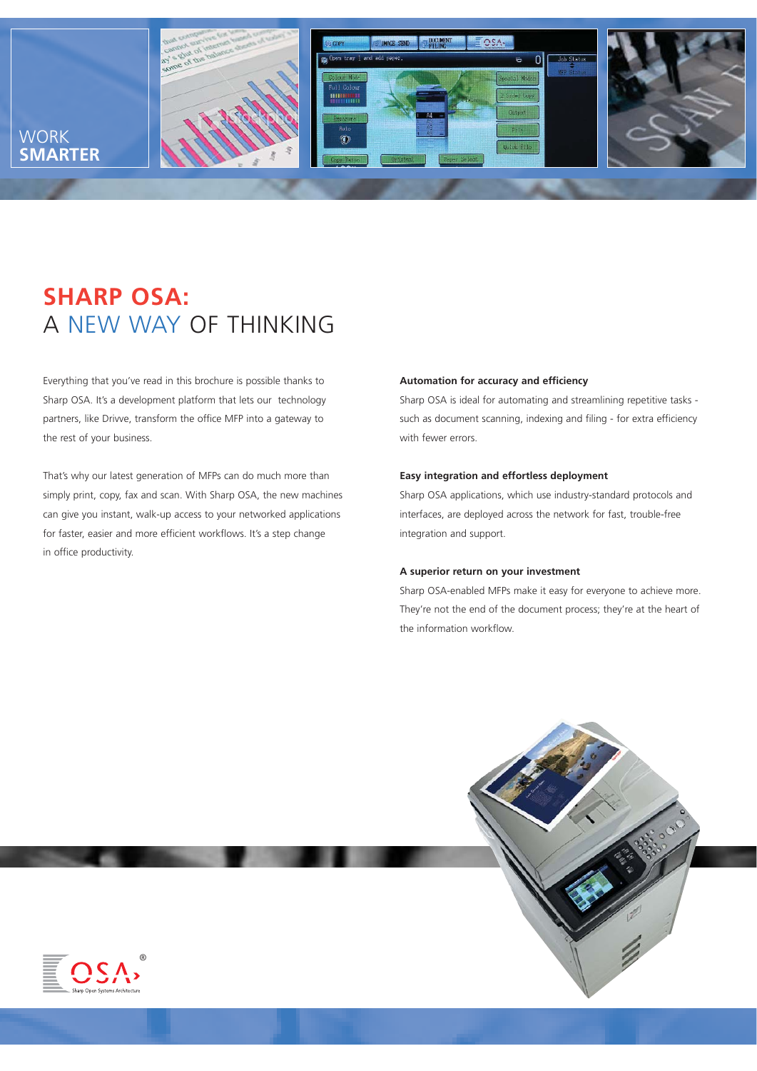WORK **SMARTER**

# SHARP OSA: A NEW WAY OF THINKING

Everything that you've read in this brochure is possible thanks to Sharp OSA. It's a development platform that lets our technology partners, like Drivve, transform the office MFP into a gateway to the rest of your business.

That's why our latest generation of MFPs can do much more than simply print, copy, fax and scan. With Sharp OSA, the new machines can give you instant, walk-up access to your networked applications for faster, easier and more efficient workflows. It's a step change in office productivity.

**Automation for accuracy and efficiency**

Sharp OSA is ideal for automating and streamlining repetitive tasks - such as document scanning, indexing and filing - for extra efficiency with fewer errors.

**Easy integration and effortless deployment**

Sharp OSA applications, which use industry-standard protocols and interfaces, are deployed across the network for fast, trouble-free integration and support.

**A superior return on your investment**

Sharp OSA-enabled MFPs make it easy for everyone to achieve more. They're not the end of the document process; they're at the heart of the information workflow.

OSA® Sharp Open Systems Architecture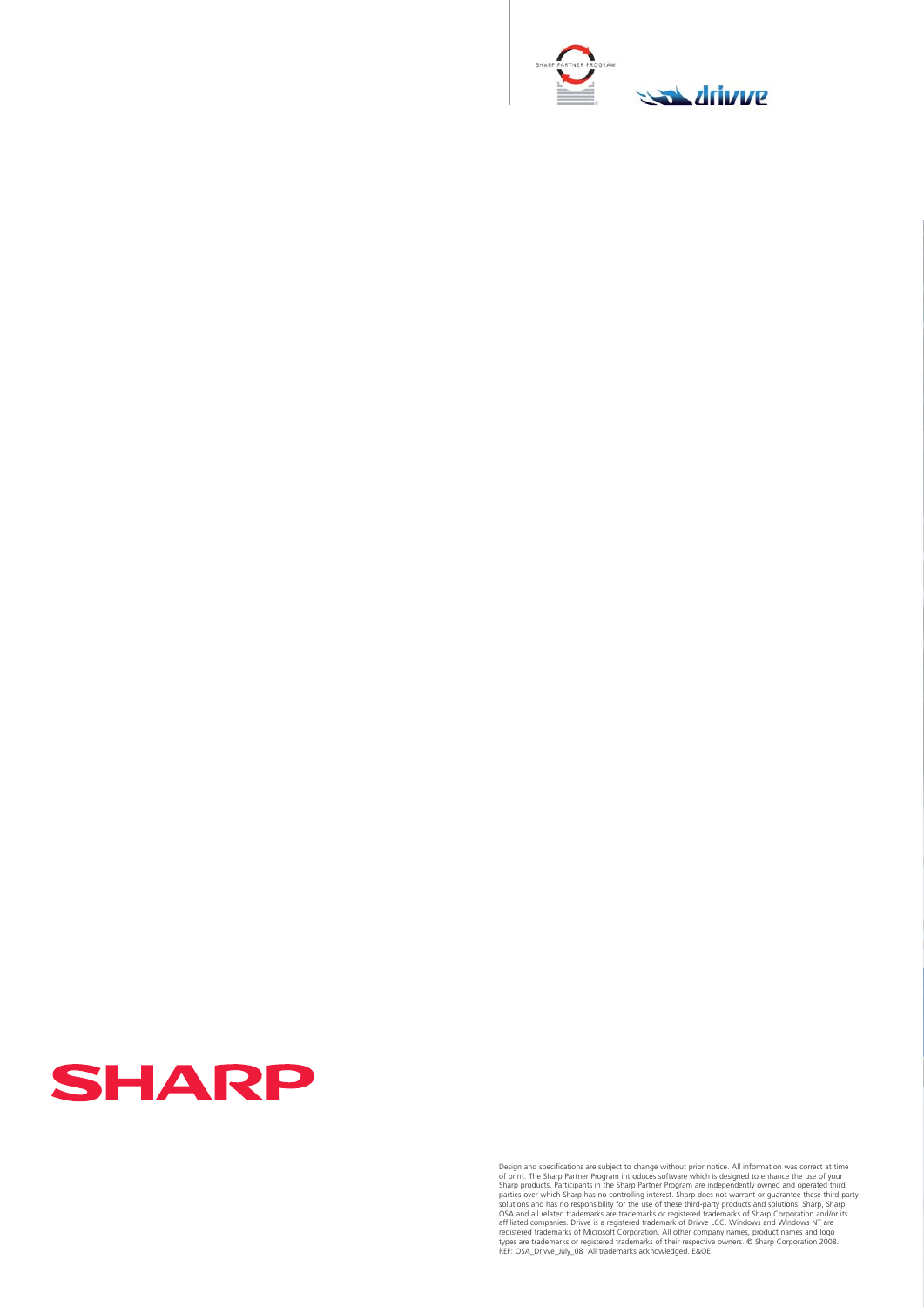SHARP PARTNER PROGRAM

drivve

SHARP

Design and specifications are subject to change without prior notice. All information was correct at time of print. The Sharp Partner Program introduces software which is designed to enhance the use of your Sharp products. Participants in the Sharp Partner Program are independently owned and operated third parties over which Sharp has no controlling interest. Sharp does not warrant or guarantee these third-party solutions and has no responsibility for the use of these third-party products and solutions. Sharp, Sharp OSA and all related trademarks are trademarks or registered trademarks of Sharp Corporation and/or its affiliated companies. Drivve is a registered trademark of Drivve LCC. Windows and Windows NT are registered trademarks of Microsoft Corporation. All other company names, product names and logo types are trademarks or registered trademarks of their respective owners. © Sharp Corporation 2008. REF: OSA_Drivve_July_08 All trademarks acknowledged. E&OE.